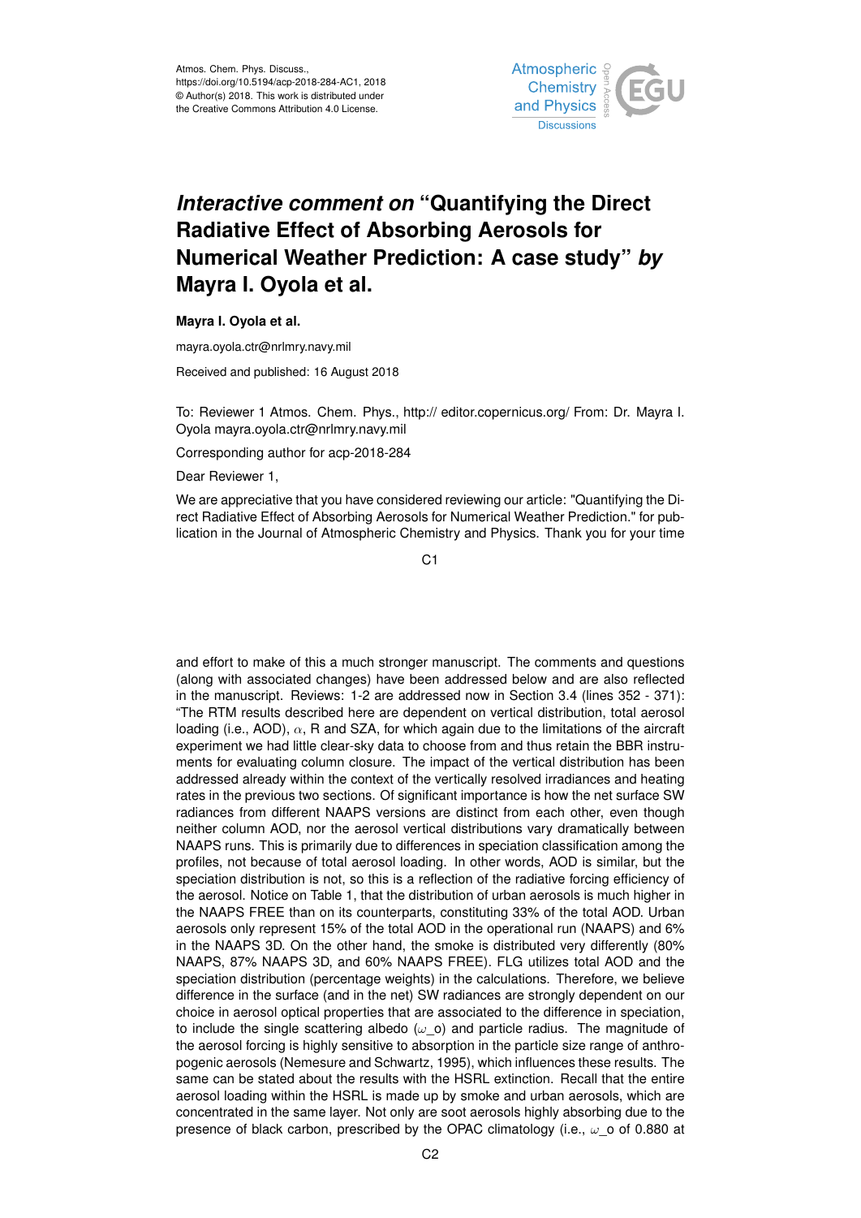Atmos. Chem. Phys. Discuss.,
https://doi.org/10.5194/acp-2018-284-AC1, 2018
© Author(s) 2018. This work is distributed under
the Creative Commons Attribution 4.0 License.

# *Interactive comment on* "Quantifying the Direct Radiative Effect of Absorbing Aerosols for Numerical Weather Prediction: A case study" *by* Mayra I. Oyola et al.

**Mayra I. Oyola et al.**

mayra.oyola.ctr@nrlmry.navy.mil

Received and published: 16 August 2018

To: Reviewer 1 Atmos. Chem. Phys., http:// editor.copernicus.org/ From: Dr. Mayra I. Oyola mayra.oyola.ctr@nrlmry.navy.mil

Corresponding author for acp-2018-284

Dear Reviewer 1,

We are appreciative that you have considered reviewing our article: "Quantifying the Direct Radiative Effect of Absorbing Aerosols for Numerical Weather Prediction." for publication in the Journal of Atmospheric Chemistry and Physics. Thank you for your time and effort to make of this a much stronger manuscript. The comments and questions (along with associated changes) have been addressed below and are also reflected in the manuscript. Reviews: 1-2 are addressed now in Section 3.4 (lines 352 - 371): "The RTM results described here are dependent on vertical distribution, total aerosol loading (i.e., AOD), $\alpha$, R and SZA, for which again due to the limitations of the aircraft experiment we had little clear-sky data to choose from and thus retain the BBR instruments for evaluating column closure. The impact of the vertical distribution has been addressed already within the context of the vertically resolved irradiances and heating rates in the previous two sections. Of significant importance is how the net surface SW radiances from different NAAPS versions are distinct from each other, even though neither column AOD, nor the aerosol vertical distributions vary dramatically between NAAPS runs. This is primarily due to differences in speciation classification among the profiles, not because of total aerosol loading. In other words, AOD is similar, but the speciation distribution is not, so this is a reflection of the radiative forcing efficiency of the aerosol. Notice on Table 1, that the distribution of urban aerosols is much higher in the NAAPS FREE than on its counterparts, constituting 33% of the total AOD. Urban aerosols only represent 15% of the total AOD in the operational run (NAAPS) and 6% in the NAAPS 3D. On the other hand, the smoke is distributed very differently (80% NAAPS, 87% NAAPS 3D, and 60% NAAPS FREE). FLG utilizes total AOD and the speciation distribution (percentage weights) in the calculations. Therefore, we believe difference in the surface (and in the net) SW radiances are strongly dependent on our choice in aerosol optical properties that are associated to the difference in speciation, to include the single scattering albedo ($\omega\_o$) and particle radius. The magnitude of the aerosol forcing is highly sensitive to absorption in the particle size range of anthropogenic aerosols (Nemesure and Schwartz, 1995), which influences these results. The same can be stated about the results with the HSRL extinction. Recall that the entire aerosol loading within the HSRL is made up by smoke and urban aerosols, which are concentrated in the same layer. Not only are soot aerosols highly absorbing due to the presence of black carbon, prescribed by the OPAC climatology (i.e., $\omega\_o$ of 0.880 at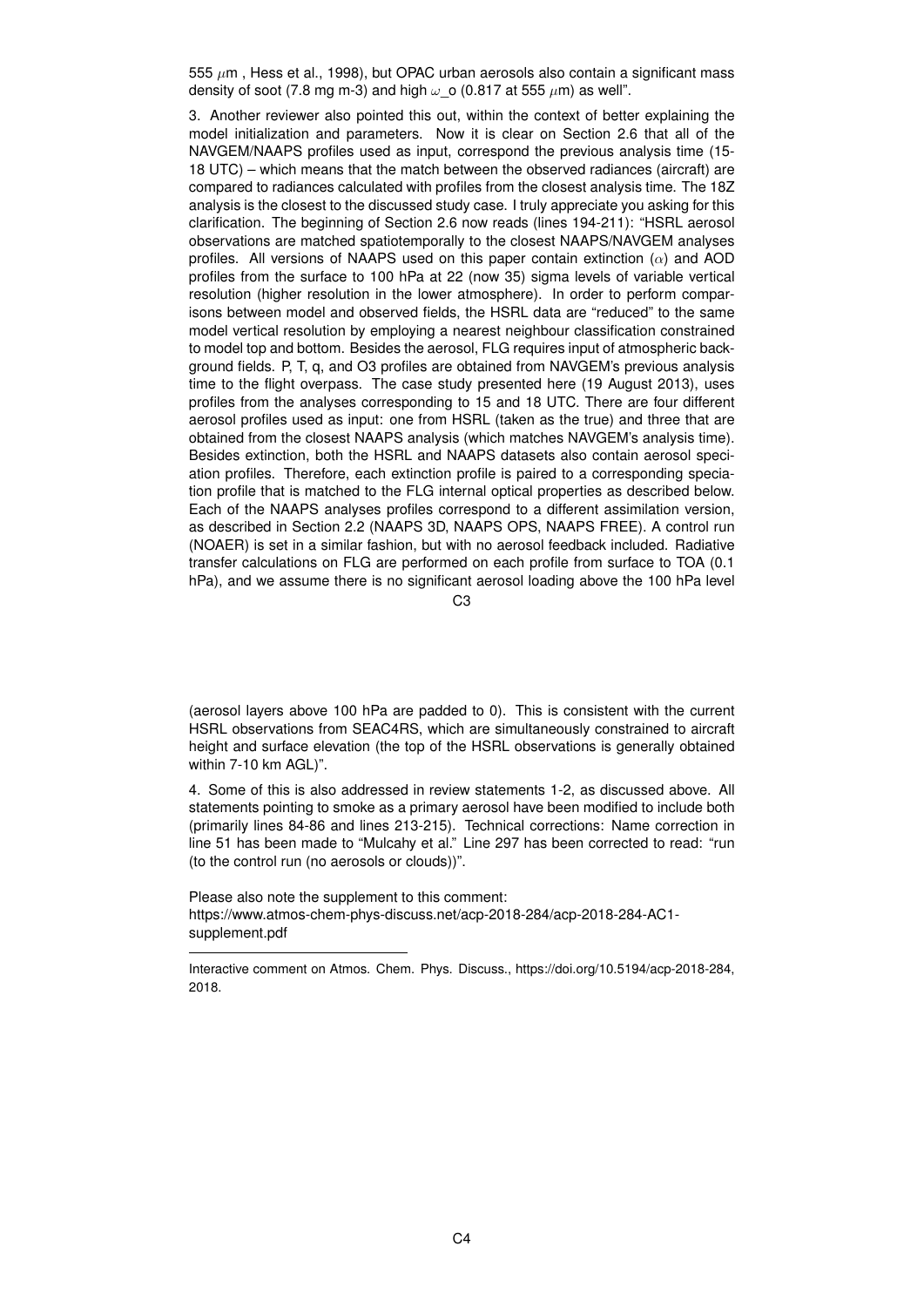555 $\mu$m , Hess et al., 1998), but OPAC urban aerosols also contain a significant mass density of soot (7.8 mg m-3) and high $\omega\_o$ (0.817 at 555 $\mu$m) as well".

3. Another reviewer also pointed this out, within the context of better explaining the model initialization and parameters. Now it is clear on Section 2.6 that all of the NAVGEM/NAAPS profiles used as input, correspond the previous analysis time (15-18 UTC) – which means that the match between the observed radiances (aircraft) are compared to radiances calculated with profiles from the closest analysis time. The 18Z analysis is the closest to the discussed study case. I truly appreciate you asking for this clarification. The beginning of Section 2.6 now reads (lines 194-211): "HSRL aerosol observations are matched spatiotemporally to the closest NAAPS/NAVGEM analyses profiles. All versions of NAAPS used on this paper contain extinction ($\alpha$) and AOD profiles from the surface to 100 hPa at 22 (now 35) sigma levels of variable vertical resolution (higher resolution in the lower atmosphere). In order to perform comparisons between model and observed fields, the HSRL data are "reduced" to the same model vertical resolution by employing a nearest neighbour classification constrained to model top and bottom. Besides the aerosol, FLG requires input of atmospheric background fields. P, T, q, and O3 profiles are obtained from NAVGEM's previous analysis time to the flight overpass. The case study presented here (19 August 2013), uses profiles from the analyses corresponding to 15 and 18 UTC. There are four different aerosol profiles used as input: one from HSRL (taken as the true) and three that are obtained from the closest NAAPS analysis (which matches NAVGEM's analysis time). Besides extinction, both the HSRL and NAAPS datasets also contain aerosol speciation profiles. Therefore, each extinction profile is paired to a corresponding speciation profile that is matched to the FLG internal optical properties as described below. Each of the NAAPS analyses profiles correspond to a different assimilation version, as described in Section 2.2 (NAAPS 3D, NAAPS OPS, NAAPS FREE). A control run (NOAER) is set in a similar fashion, but with no aerosol feedback included. Radiative transfer calculations on FLG are performed on each profile from surface to TOA (0.1 hPa), and we assume there is no significant aerosol loading above the 100 hPa level (aerosol layers above 100 hPa are padded to 0). This is consistent with the current HSRL observations from SEAC4RS, which are simultaneously constrained to aircraft height and surface elevation (the top of the HSRL observations is generally obtained within 7-10 km AGL)".

4. Some of this is also addressed in review statements 1-2, as discussed above. All statements pointing to smoke as a primary aerosol have been modified to include both (primarily lines 84-86 and lines 213-215). Technical corrections: Name correction in line 51 has been made to "Mulcahy et al." Line 297 has been corrected to read: "run (to the control run (no aerosols or clouds))".

Please also note the supplement to this comment:
https://www.atmos-chem-phys-discuss.net/acp-2018-284/acp-2018-284-AC1-supplement.pdf

---

Interactive comment on Atmos. Chem. Phys. Discuss., https://doi.org/10.5194/acp-2018-284, 2018.